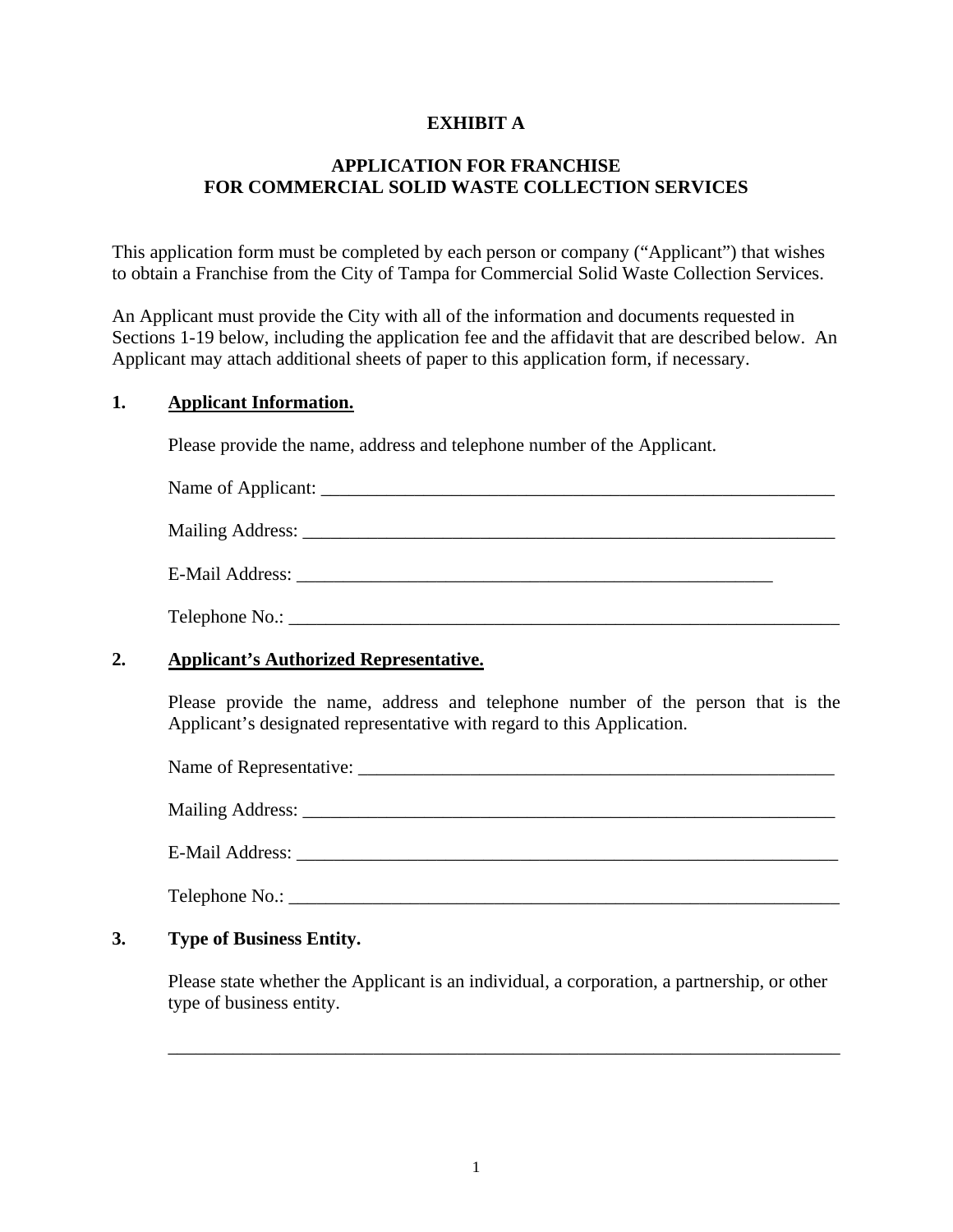**EXHIBIT A**

**APPLICATION FOR FRANCHISE**
**FOR COMMERCIAL SOLID WASTE COLLECTION SERVICES**

This application form must be completed by each person or company ("Applicant") that wishes to obtain a Franchise from the City of Tampa for Commercial Solid Waste Collection Services.

An Applicant must provide the City with all of the information and documents requested in Sections 1-19 below, including the application fee and the affidavit that are described below. An Applicant may attach additional sheets of paper to this application form, if necessary.

**1. <u>Applicant Information.</u>**

Please provide the name, address and telephone number of the Applicant.

Name of Applicant: ____________________________________________________________

Mailing Address: ______________________________________________________________

E-Mail Address: _______________________________________________________

Telephone No.: ________________________________________________________________

**2. <u>Applicant's Authorized Representative.</u>**

Please provide the name, address and telephone number of the person that is the Applicant's designated representative with regard to this Application.

Name of Representative: ________________________________________________________

Mailing Address: ______________________________________________________________

E-Mail Address: _______________________________________________________________

Telephone No.: ________________________________________________________________

**3. Type of Business Entity.**

Please state whether the Applicant is an individual, a corporation, a partnership, or other type of business entity.

_____________________________________________________________________________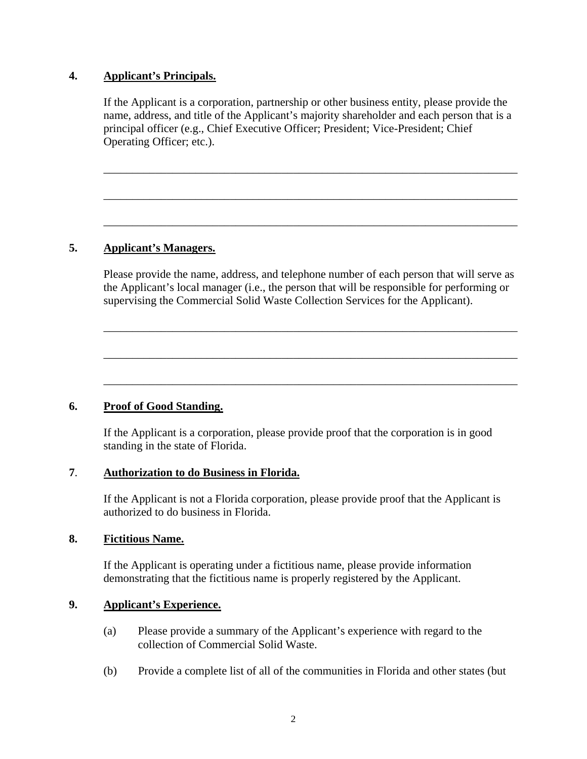**4. Applicant's Principals.**

If the Applicant is a corporation, partnership or other business entity, please provide the name, address, and title of the Applicant's majority shareholder and each person that is a principal officer (e.g., Chief Executive Officer; President; Vice-President; Chief Operating Officer; etc.).

\_\_\_\_\_\_\_\_\_\_\_\_\_\_\_\_\_\_\_\_\_\_\_\_\_\_\_\_\_\_\_\_\_\_\_\_\_\_\_\_\_\_\_\_\_\_\_\_\_\_\_\_\_\_\_\_\_\_\_\_\_\_\_\_\_\_\_\_\_\_

\_\_\_\_\_\_\_\_\_\_\_\_\_\_\_\_\_\_\_\_\_\_\_\_\_\_\_\_\_\_\_\_\_\_\_\_\_\_\_\_\_\_\_\_\_\_\_\_\_\_\_\_\_\_\_\_\_\_\_\_\_\_\_\_\_\_\_\_\_\_

\_\_\_\_\_\_\_\_\_\_\_\_\_\_\_\_\_\_\_\_\_\_\_\_\_\_\_\_\_\_\_\_\_\_\_\_\_\_\_\_\_\_\_\_\_\_\_\_\_\_\_\_\_\_\_\_\_\_\_\_\_\_\_\_\_\_\_\_\_\_

**5. Applicant's Managers.**

Please provide the name, address, and telephone number of each person that will serve as the Applicant's local manager (i.e., the person that will be responsible for performing or supervising the Commercial Solid Waste Collection Services for the Applicant).

\_\_\_\_\_\_\_\_\_\_\_\_\_\_\_\_\_\_\_\_\_\_\_\_\_\_\_\_\_\_\_\_\_\_\_\_\_\_\_\_\_\_\_\_\_\_\_\_\_\_\_\_\_\_\_\_\_\_\_\_\_\_\_\_\_\_\_\_\_\_

\_\_\_\_\_\_\_\_\_\_\_\_\_\_\_\_\_\_\_\_\_\_\_\_\_\_\_\_\_\_\_\_\_\_\_\_\_\_\_\_\_\_\_\_\_\_\_\_\_\_\_\_\_\_\_\_\_\_\_\_\_\_\_\_\_\_\_\_\_\_

\_\_\_\_\_\_\_\_\_\_\_\_\_\_\_\_\_\_\_\_\_\_\_\_\_\_\_\_\_\_\_\_\_\_\_\_\_\_\_\_\_\_\_\_\_\_\_\_\_\_\_\_\_\_\_\_\_\_\_\_\_\_\_\_\_\_\_\_\_\_

**6. Proof of Good Standing.**

If the Applicant is a corporation, please provide proof that the corporation is in good standing in the state of Florida.

**7. Authorization to do Business in Florida.**

If the Applicant is not a Florida corporation, please provide proof that the Applicant is authorized to do business in Florida.

**8. Fictitious Name.**

If the Applicant is operating under a fictitious name, please provide information demonstrating that the fictitious name is properly registered by the Applicant.

**9. Applicant's Experience.**

(a) Please provide a summary of the Applicant's experience with regard to the collection of Commercial Solid Waste.

(b) Provide a complete list of all of the communities in Florida and other states (but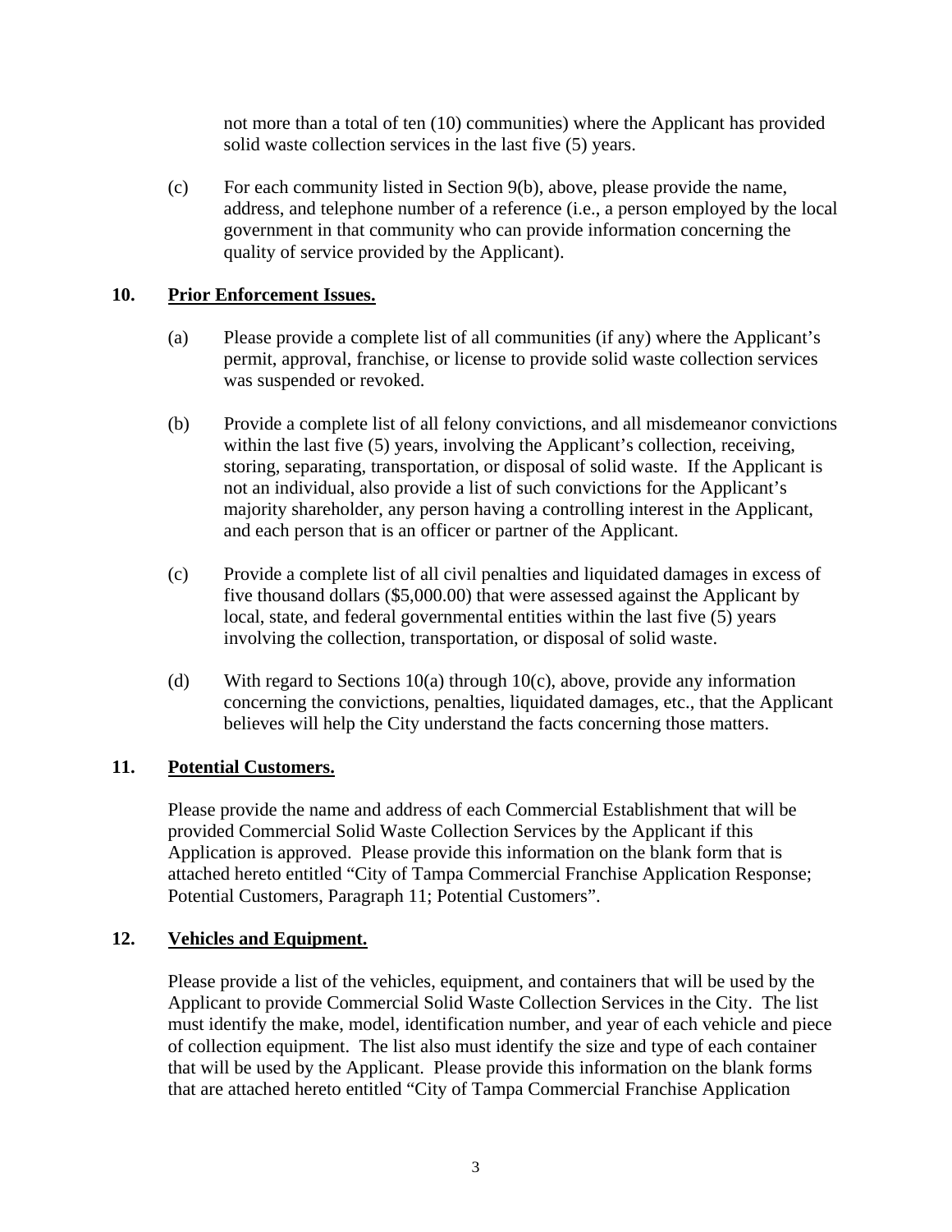not more than a total of ten (10) communities) where the Applicant has provided solid waste collection services in the last five (5) years.

(c) For each community listed in Section 9(b), above, please provide the name, address, and telephone number of a reference (i.e., a person employed by the local government in that community who can provide information concerning the quality of service provided by the Applicant).

**10. <u>Prior Enforcement Issues.</u>**

(a) Please provide a complete list of all communities (if any) where the Applicant's permit, approval, franchise, or license to provide solid waste collection services was suspended or revoked.

(b) Provide a complete list of all felony convictions, and all misdemeanor convictions within the last five (5) years, involving the Applicant's collection, receiving, storing, separating, transportation, or disposal of solid waste. If the Applicant is not an individual, also provide a list of such convictions for the Applicant's majority shareholder, any person having a controlling interest in the Applicant, and each person that is an officer or partner of the Applicant.

(c) Provide a complete list of all civil penalties and liquidated damages in excess of five thousand dollars ($5,000.00) that were assessed against the Applicant by local, state, and federal governmental entities within the last five (5) years involving the collection, transportation, or disposal of solid waste.

(d) With regard to Sections 10(a) through 10(c), above, provide any information concerning the convictions, penalties, liquidated damages, etc., that the Applicant believes will help the City understand the facts concerning those matters.

**11. <u>Potential Customers.</u>**

Please provide the name and address of each Commercial Establishment that will be provided Commercial Solid Waste Collection Services by the Applicant if this Application is approved. Please provide this information on the blank form that is attached hereto entitled "City of Tampa Commercial Franchise Application Response; Potential Customers, Paragraph 11; Potential Customers".

**12. <u>Vehicles and Equipment.</u>**

Please provide a list of the vehicles, equipment, and containers that will be used by the Applicant to provide Commercial Solid Waste Collection Services in the City. The list must identify the make, model, identification number, and year of each vehicle and piece of collection equipment. The list also must identify the size and type of each container that will be used by the Applicant. Please provide this information on the blank forms that are attached hereto entitled "City of Tampa Commercial Franchise Application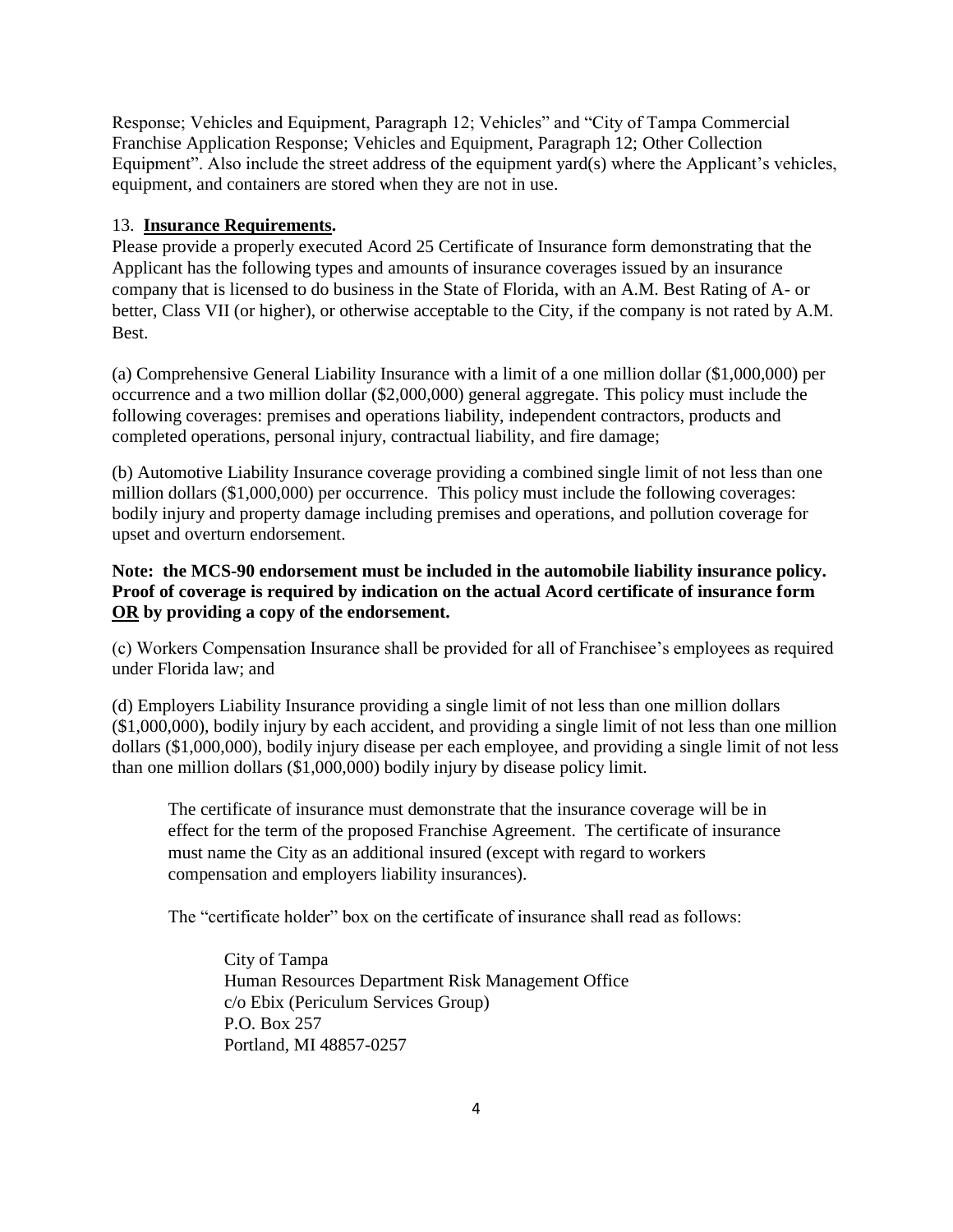Response; Vehicles and Equipment, Paragraph 12; Vehicles" and "City of Tampa Commercial Franchise Application Response; Vehicles and Equipment, Paragraph 12; Other Collection Equipment". Also include the street address of the equipment yard(s) where the Applicant's vehicles, equipment, and containers are stored when they are not in use.

13. **Insurance Requirements.**

Please provide a properly executed Acord 25 Certificate of Insurance form demonstrating that the Applicant has the following types and amounts of insurance coverages issued by an insurance company that is licensed to do business in the State of Florida, with an A.M. Best Rating of A- or better, Class VII (or higher), or otherwise acceptable to the City, if the company is not rated by A.M. Best.

(a) Comprehensive General Liability Insurance with a limit of a one million dollar ($1,000,000) per occurrence and a two million dollar ($2,000,000) general aggregate. This policy must include the following coverages: premises and operations liability, independent contractors, products and completed operations, personal injury, contractual liability, and fire damage;

(b) Automotive Liability Insurance coverage providing a combined single limit of not less than one million dollars ($1,000,000) per occurrence. This policy must include the following coverages: bodily injury and property damage including premises and operations, and pollution coverage for upset and overturn endorsement.

**Note: the MCS-90 endorsement must be included in the automobile liability insurance policy. Proof of coverage is required by indication on the actual Acord certificate of insurance form <u>OR</u> by providing a copy of the endorsement.**

(c) Workers Compensation Insurance shall be provided for all of Franchisee's employees as required under Florida law; and

(d) Employers Liability Insurance providing a single limit of not less than one million dollars ($1,000,000), bodily injury by each accident, and providing a single limit of not less than one million dollars ($1,000,000), bodily injury disease per each employee, and providing a single limit of not less than one million dollars ($1,000,000) bodily injury by disease policy limit.

The certificate of insurance must demonstrate that the insurance coverage will be in effect for the term of the proposed Franchise Agreement. The certificate of insurance must name the City as an additional insured (except with regard to workers compensation and employers liability insurances).

The "certificate holder" box on the certificate of insurance shall read as follows:

City of Tampa
Human Resources Department Risk Management Office
c/o Ebix (Periculum Services Group)
P.O. Box 257
Portland, MI 48857-0257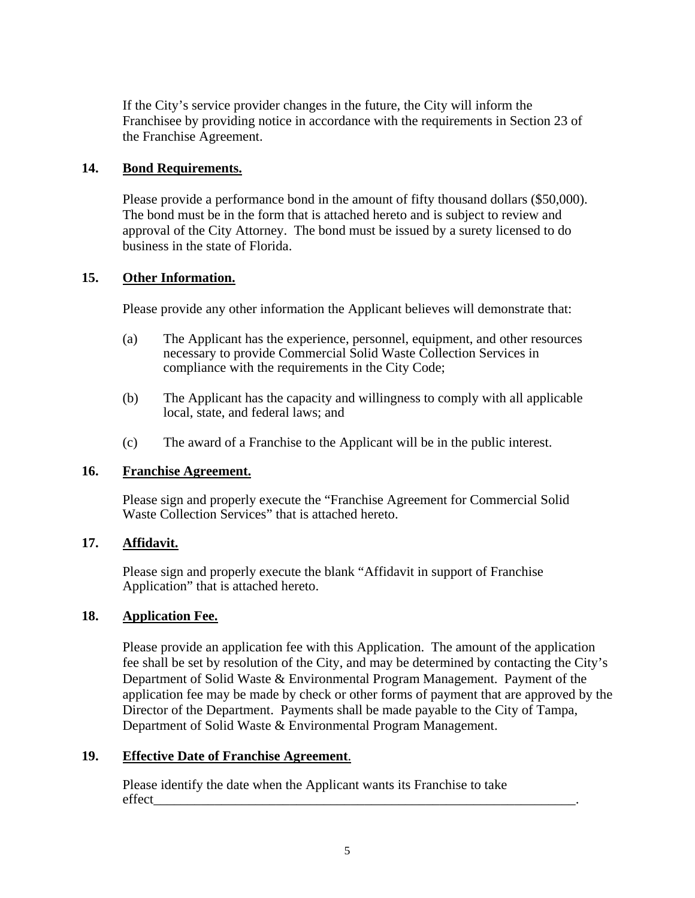If the City's service provider changes in the future, the City will inform the Franchisee by providing notice in accordance with the requirements in Section 23 of the Franchise Agreement.

**14. Bond Requirements.**

Please provide a performance bond in the amount of fifty thousand dollars ($50,000). The bond must be in the form that is attached hereto and is subject to review and approval of the City Attorney. The bond must be issued by a surety licensed to do business in the state of Florida.

**15. Other Information.**

Please provide any other information the Applicant believes will demonstrate that:

(a) The Applicant has the experience, personnel, equipment, and other resources necessary to provide Commercial Solid Waste Collection Services in compliance with the requirements in the City Code;

(b) The Applicant has the capacity and willingness to comply with all applicable local, state, and federal laws; and

(c) The award of a Franchise to the Applicant will be in the public interest.

**16. Franchise Agreement.**

Please sign and properly execute the "Franchise Agreement for Commercial Solid Waste Collection Services" that is attached hereto.

**17. Affidavit.**

Please sign and properly execute the blank "Affidavit in support of Franchise Application" that is attached hereto.

**18. Application Fee.**

Please provide an application fee with this Application. The amount of the application fee shall be set by resolution of the City, and may be determined by contacting the City's Department of Solid Waste & Environmental Program Management. Payment of the application fee may be made by check or other forms of payment that are approved by the Director of the Department. Payments shall be made payable to the City of Tampa, Department of Solid Waste & Environmental Program Management.

**19. Effective Date of Franchise Agreement.**

Please identify the date when the Applicant wants its Franchise to take effect_________________________________________________________________.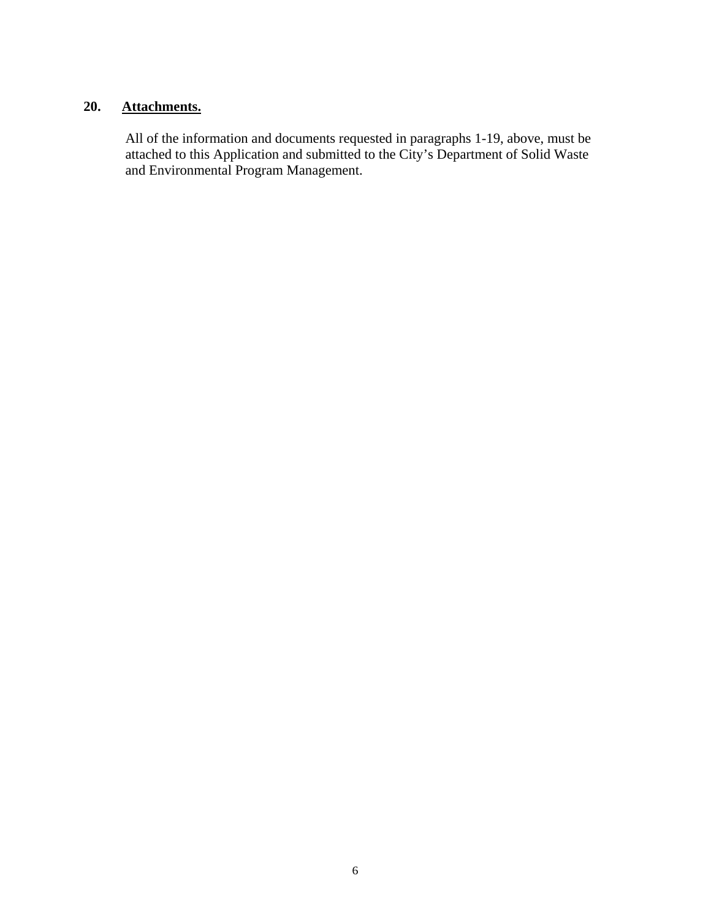**20. Attachments.**

All of the information and documents requested in paragraphs 1-19, above, must be attached to this Application and submitted to the City's Department of Solid Waste and Environmental Program Management.